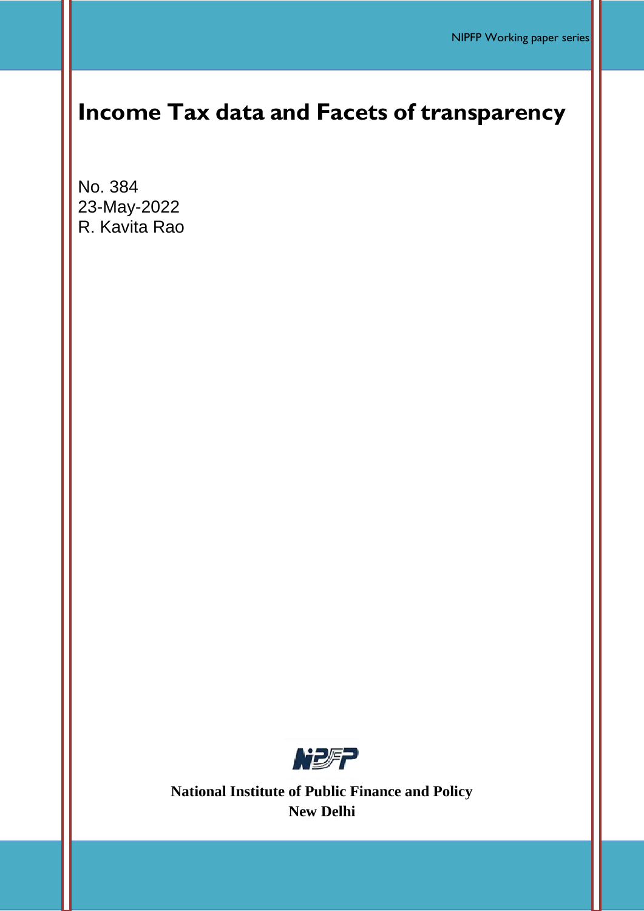# Income Tax data and Facets of transparency

No. 384
23-May-2022
R. Kavita Rao

**National Institute of Public Finance and Policy**
**New Delhi**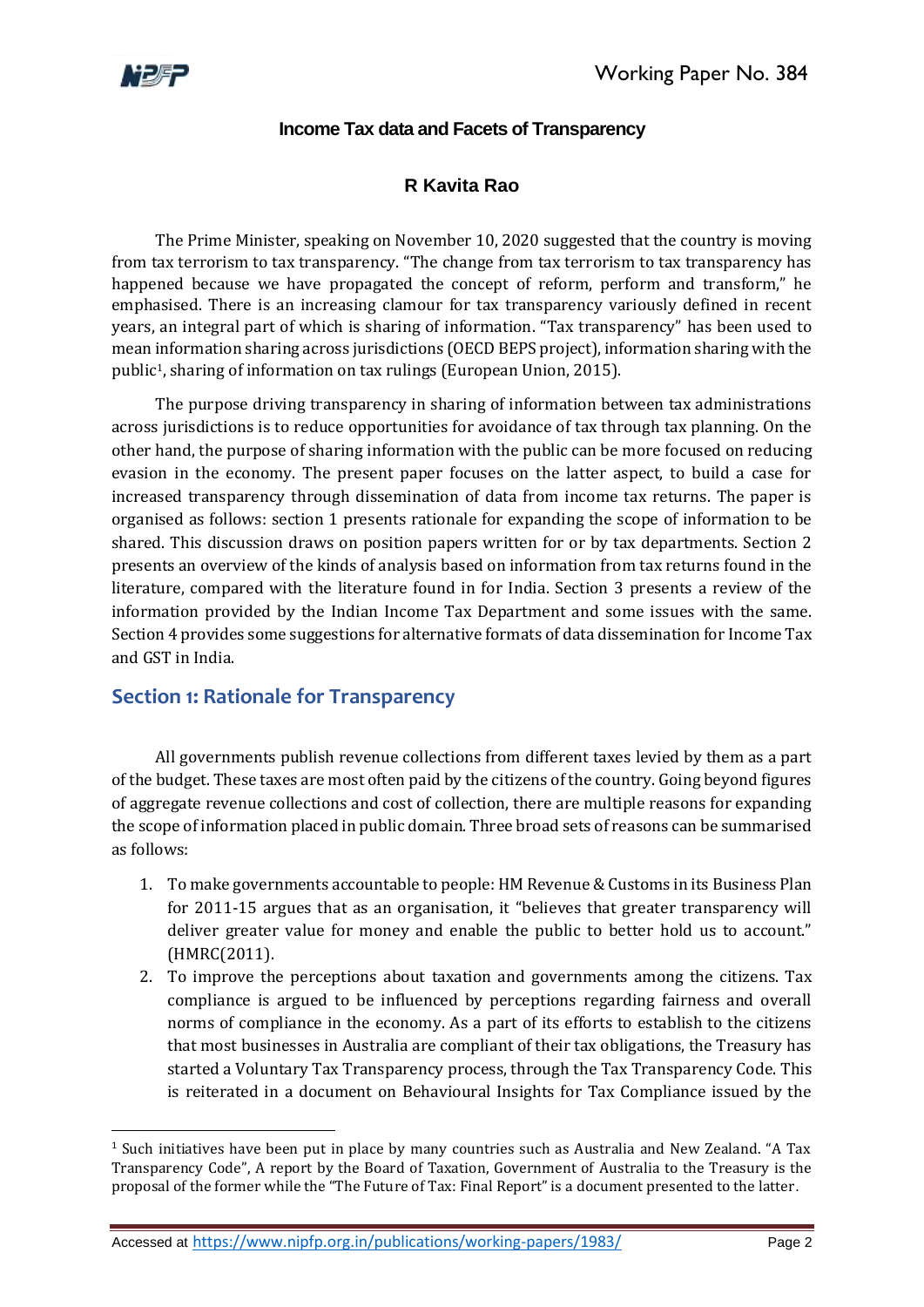### Income Tax data and Facets of Transparency

**R Kavita Rao**

The Prime Minister, speaking on November 10, 2020 suggested that the country is moving from tax terrorism to tax transparency. "The change from tax terrorism to tax transparency has happened because we have propagated the concept of reform, perform and transform," he emphasised. There is an increasing clamour for tax transparency variously defined in recent years, an integral part of which is sharing of information. "Tax transparency" has been used to mean information sharing across jurisdictions (OECD BEPS project), information sharing with the public[1], sharing of information on tax rulings (European Union, 2015).

The purpose driving transparency in sharing of information between tax administrations across jurisdictions is to reduce opportunities for avoidance of tax through tax planning. On the other hand, the purpose of sharing information with the public can be more focused on reducing evasion in the economy. The present paper focuses on the latter aspect, to build a case for increased transparency through dissemination of data from income tax returns. The paper is organised as follows: section 1 presents rationale for expanding the scope of information to be shared. This discussion draws on position papers written for or by tax departments. Section 2 presents an overview of the kinds of analysis based on information from tax returns found in the literature, compared with the literature found in for India. Section 3 presents a review of the information provided by the Indian Income Tax Department and some issues with the same. Section 4 provides some suggestions for alternative formats of data dissemination for Income Tax and GST in India.

## Section 1: Rationale for Transparency

All governments publish revenue collections from different taxes levied by them as a part of the budget. These taxes are most often paid by the citizens of the country. Going beyond figures of aggregate revenue collections and cost of collection, there are multiple reasons for expanding the scope of information placed in public domain. Three broad sets of reasons can be summarised as follows:

1. To make governments accountable to people: HM Revenue & Customs in its Business Plan for 2011-15 argues that as an organisation, it "believes that greater transparency will deliver greater value for money and enable the public to better hold us to account." (HMRC(2011).
2. To improve the perceptions about taxation and governments among the citizens. Tax compliance is argued to be influenced by perceptions regarding fairness and overall norms of compliance in the economy. As a part of its efforts to establish to the citizens that most businesses in Australia are compliant of their tax obligations, the Treasury has started a Voluntary Tax Transparency process, through the Tax Transparency Code. This is reiterated in a document on Behavioural Insights for Tax Compliance issued by the

---

[1] Such initiatives have been put in place by many countries such as Australia and New Zealand. "A Tax Transparency Code", A report by the Board of Taxation, Government of Australia to the Treasury is the proposal of the former while the "The Future of Tax: Final Report" is a document presented to the latter.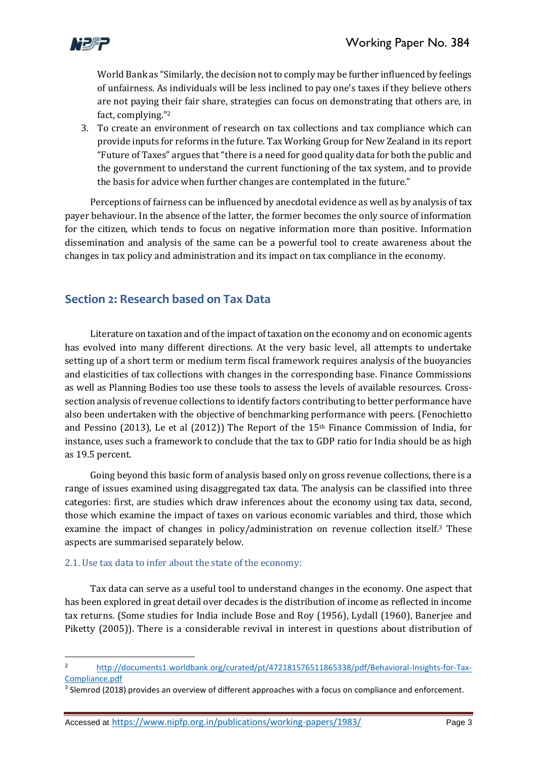World Bank as "Similarly, the decision not to comply may be further influenced by feelings of unfairness. As individuals will be less inclined to pay one's taxes if they believe others are not paying their fair share, strategies can focus on demonstrating that others are, in fact, complying."[2]

3. To create an environment of research on tax collections and tax compliance which can provide inputs for reforms in the future. Tax Working Group for New Zealand in its report "Future of Taxes" argues that "there is a need for good quality data for both the public and the government to understand the current functioning of the tax system, and to provide the basis for advice when further changes are contemplated in the future."

Perceptions of fairness can be influenced by anecdotal evidence as well as by analysis of tax payer behaviour. In the absence of the latter, the former becomes the only source of information for the citizen, which tends to focus on negative information more than positive. Information dissemination and analysis of the same can be a powerful tool to create awareness about the changes in tax policy and administration and its impact on tax compliance in the economy.

## Section 2: Research based on Tax Data

Literature on taxation and of the impact of taxation on the economy and on economic agents has evolved into many different directions. At the very basic level, all attempts to undertake setting up of a short term or medium term fiscal framework requires analysis of the buoyancies and elasticities of tax collections with changes in the corresponding base. Finance Commissions as well as Planning Bodies too use these tools to assess the levels of available resources. Cross-section analysis of revenue collections to identify factors contributing to better performance have also been undertaken with the objective of benchmarking performance with peers. (Fenochietto and Pessino (2013), Le et al (2012)) The Report of the 15th Finance Commission of India, for instance, uses such a framework to conclude that the tax to GDP ratio for India should be as high as 19.5 percent.

Going beyond this basic form of analysis based only on gross revenue collections, there is a range of issues examined using disaggregated tax data. The analysis can be classified into three categories: first, are studies which draw inferences about the economy using tax data, second, those which examine the impact of taxes on various economic variables and third, those which examine the impact of changes in policy/administration on revenue collection itself.[3] These aspects are summarised separately below.

### 2.1. Use tax data to infer about the state of the economy:

Tax data can serve as a useful tool to understand changes in the economy. One aspect that has been explored in great detail over decades is the distribution of income as reflected in income tax returns. (Some studies for India include Bose and Roy (1956), Lydall (1960), Banerjee and Piketty (2005)). There is a considerable revival in interest in questions about distribution of

---

[2] http://documents1.worldbank.org/curated/pt/472181576511865338/pdf/Behavioral-Insights-for-Tax-Compliance.pdf

[3] Slemrod (2018) provides an overview of different approaches with a focus on compliance and enforcement.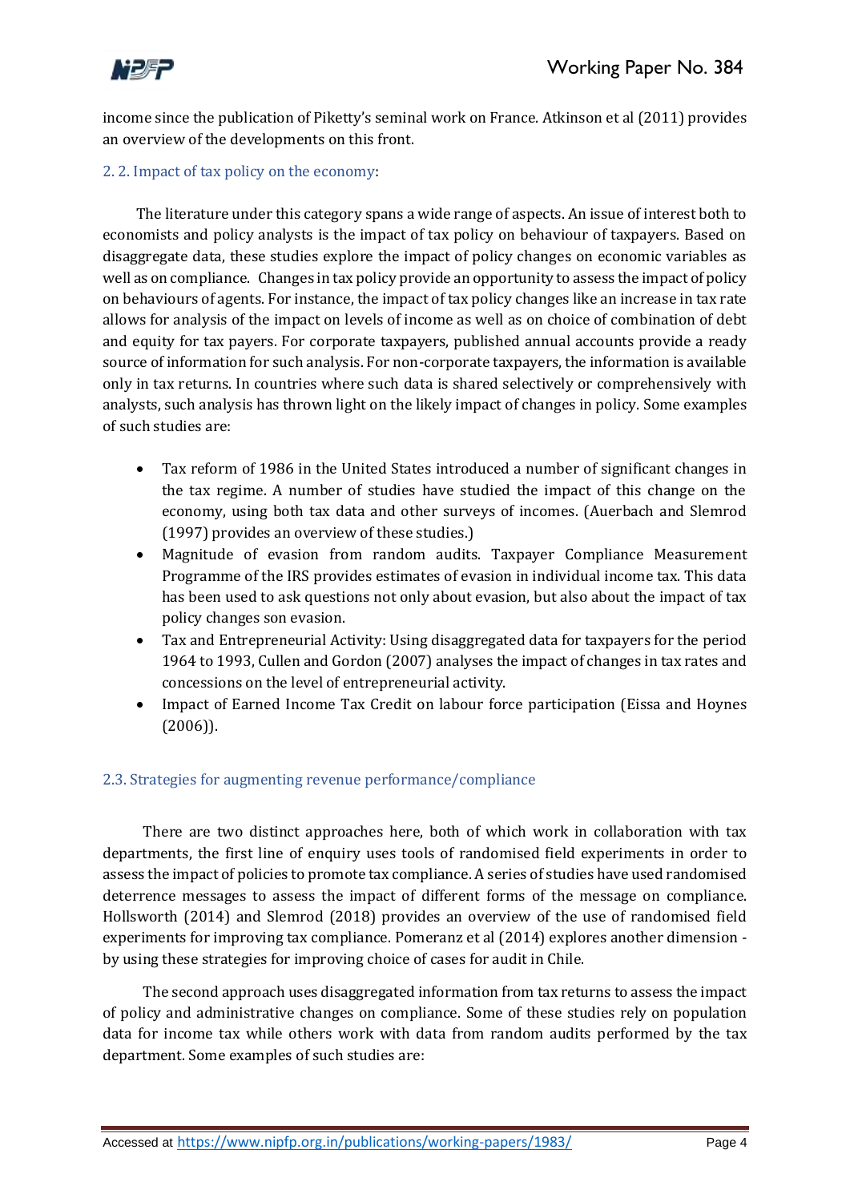income since the publication of Piketty's seminal work on France. Atkinson et al (2011) provides an overview of the developments on this front.

### 2. 2. Impact of tax policy on the economy:

The literature under this category spans a wide range of aspects. An issue of interest both to economists and policy analysts is the impact of tax policy on behaviour of taxpayers. Based on disaggregate data, these studies explore the impact of policy changes on economic variables as well as on compliance. Changes in tax policy provide an opportunity to assess the impact of policy on behaviours of agents. For instance, the impact of tax policy changes like an increase in tax rate allows for analysis of the impact on levels of income as well as on choice of combination of debt and equity for tax payers. For corporate taxpayers, published annual accounts provide a ready source of information for such analysis. For non-corporate taxpayers, the information is available only in tax returns. In countries where such data is shared selectively or comprehensively with analysts, such analysis has thrown light on the likely impact of changes in policy. Some examples of such studies are:

- Tax reform of 1986 in the United States introduced a number of significant changes in the tax regime. A number of studies have studied the impact of this change on the economy, using both tax data and other surveys of incomes. (Auerbach and Slemrod (1997) provides an overview of these studies.)
- Magnitude of evasion from random audits. Taxpayer Compliance Measurement Programme of the IRS provides estimates of evasion in individual income tax. This data has been used to ask questions not only about evasion, but also about the impact of tax policy changes son evasion.
- Tax and Entrepreneurial Activity: Using disaggregated data for taxpayers for the period 1964 to 1993, Cullen and Gordon (2007) analyses the impact of changes in tax rates and concessions on the level of entrepreneurial activity.
- Impact of Earned Income Tax Credit on labour force participation (Eissa and Hoynes (2006)).

### 2.3. Strategies for augmenting revenue performance/compliance

There are two distinct approaches here, both of which work in collaboration with tax departments, the first line of enquiry uses tools of randomised field experiments in order to assess the impact of policies to promote tax compliance. A series of studies have used randomised deterrence messages to assess the impact of different forms of the message on compliance. Hollsworth (2014) and Slemrod (2018) provides an overview of the use of randomised field experiments for improving tax compliance. Pomeranz et al (2014) explores another dimension - by using these strategies for improving choice of cases for audit in Chile.

The second approach uses disaggregated information from tax returns to assess the impact of policy and administrative changes on compliance. Some of these studies rely on population data for income tax while others work with data from random audits performed by the tax department. Some examples of such studies are: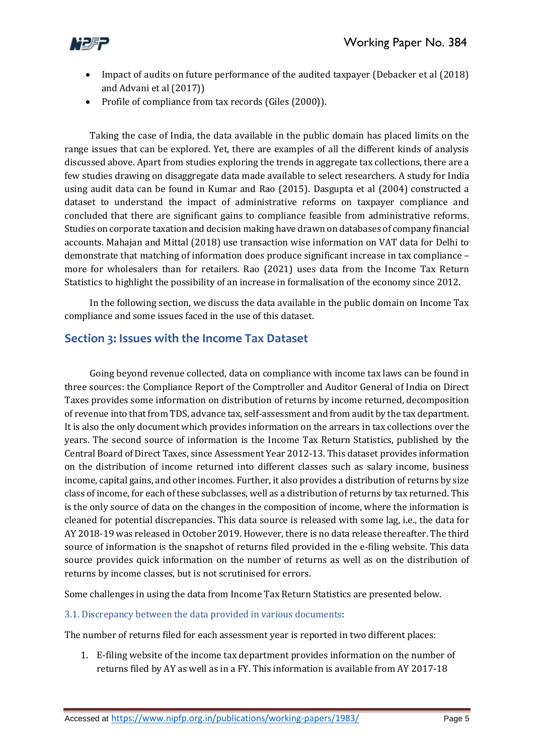- Impact of audits on future performance of the audited taxpayer (Debacker et al (2018) and Advani et al (2017))
- Profile of compliance from tax records (Giles (2000)).

Taking the case of India, the data available in the public domain has placed limits on the range issues that can be explored. Yet, there are examples of all the different kinds of analysis discussed above. Apart from studies exploring the trends in aggregate tax collections, there are a few studies drawing on disaggregate data made available to select researchers. A study for India using audit data can be found in Kumar and Rao (2015). Dasgupta et al (2004) constructed a dataset to understand the impact of administrative reforms on taxpayer compliance and concluded that there are significant gains to compliance feasible from administrative reforms. Studies on corporate taxation and decision making have drawn on databases of company financial accounts. Mahajan and Mittal (2018) use transaction wise information on VAT data for Delhi to demonstrate that matching of information does produce significant increase in tax compliance – more for wholesalers than for retailers. Rao (2021) uses data from the Income Tax Return Statistics to highlight the possibility of an increase in formalisation of the economy since 2012.

In the following section, we discuss the data available in the public domain on Income Tax compliance and some issues faced in the use of this dataset.

## Section 3: Issues with the Income Tax Dataset

Going beyond revenue collected, data on compliance with income tax laws can be found in three sources: the Compliance Report of the Comptroller and Auditor General of India on Direct Taxes provides some information on distribution of returns by income returned, decomposition of revenue into that from TDS, advance tax, self-assessment and from audit by the tax department. It is also the only document which provides information on the arrears in tax collections over the years. The second source of information is the Income Tax Return Statistics, published by the Central Board of Direct Taxes, since Assessment Year 2012-13. This dataset provides information on the distribution of income returned into different classes such as salary income, business income, capital gains, and other incomes. Further, it also provides a distribution of returns by size class of income, for each of these subclasses, well as a distribution of returns by tax returned. This is the only source of data on the changes in the composition of income, where the information is cleaned for potential discrepancies. This data source is released with some lag, i.e., the data for AY 2018-19 was released in October 2019. However, there is no data release thereafter. The third source of information is the snapshot of returns filed provided in the e-filing website. This data source provides quick information on the number of returns as well as on the distribution of returns by income classes, but is not scrutinised for errors.

Some challenges in using the data from Income Tax Return Statistics are presented below.

### 3.1. Discrepancy between the data provided in various documents:

The number of returns filed for each assessment year is reported in two different places:

1. E-filing website of the income tax department provides information on the number of returns filed by AY as well as in a FY. This information is available from AY 2017-18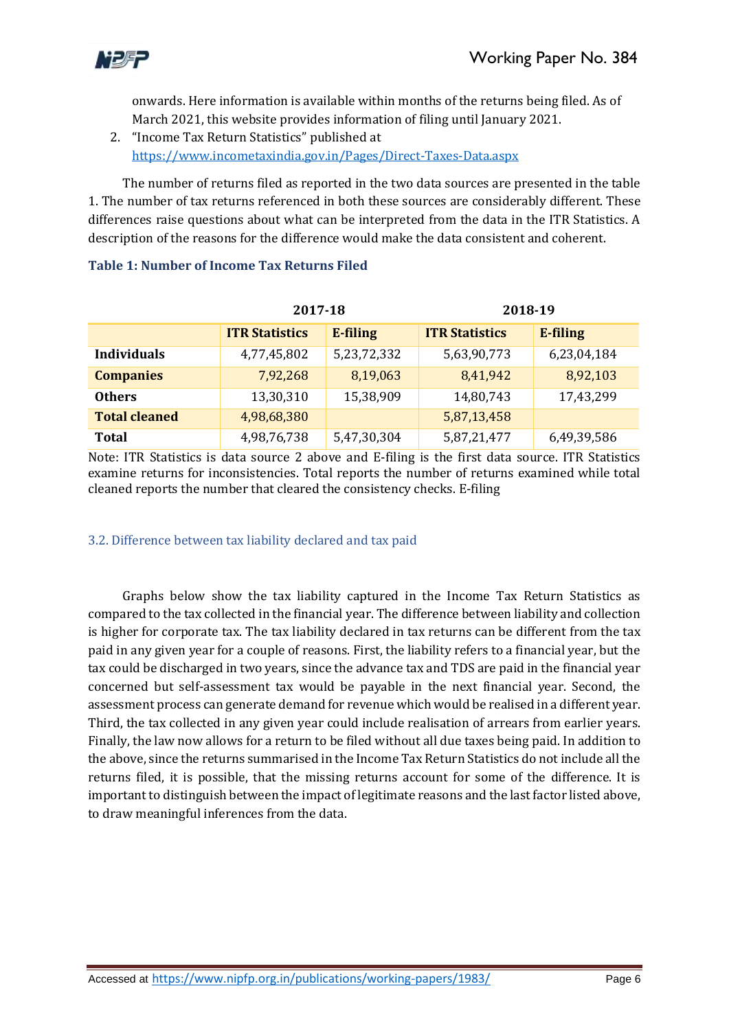onwards. Here information is available within months of the returns being filed. As of March 2021, this website provides information of filing until January 2021.

2. "Income Tax Return Statistics" published at https://www.incometaxindia.gov.in/Pages/Direct-Taxes-Data.aspx

The number of returns filed as reported in the two data sources are presented in the table 1. The number of tax returns referenced in both these sources are considerably different. These differences raise questions about what can be interpreted from the data in the ITR Statistics. A description of the reasons for the difference would make the data consistent and coherent.

**Table 1: Number of Income Tax Returns Filed**

| | 2017-18 | | 2018-19 | |
|---|---|---|---|---|
| | **ITR Statistics** | **E-filing** | **ITR Statistics** | **E-filing** |
| **Individuals** | 4,77,45,802 | 5,23,72,332 | 5,63,90,773 | 6,23,04,184 |
| **Companies** | 7,92,268 | 8,19,063 | 8,41,942 | 8,92,103 |
| **Others** | 13,30,310 | 15,38,909 | 14,80,743 | 17,43,299 |
| **Total cleaned** | 4,98,68,380 | | 5,87,13,458 | |
| **Total** | 4,98,76,738 | 5,47,30,304 | 5,87,21,477 | 6,49,39,586 |

Note: ITR Statistics is data source 2 above and E-filing is the first data source. ITR Statistics examine returns for inconsistencies. Total reports the number of returns examined while total cleaned reports the number that cleared the consistency checks. E-filing

### 3.2. Difference between tax liability declared and tax paid

Graphs below show the tax liability captured in the Income Tax Return Statistics as compared to the tax collected in the financial year. The difference between liability and collection is higher for corporate tax. The tax liability declared in tax returns can be different from the tax paid in any given year for a couple of reasons. First, the liability refers to a financial year, but the tax could be discharged in two years, since the advance tax and TDS are paid in the financial year concerned but self-assessment tax would be payable in the next financial year. Second, the assessment process can generate demand for revenue which would be realised in a different year. Third, the tax collected in any given year could include realisation of arrears from earlier years. Finally, the law now allows for a return to be filed without all due taxes being paid. In addition to the above, since the returns summarised in the Income Tax Return Statistics do not include all the returns filed, it is possible, that the missing returns account for some of the difference. It is important to distinguish between the impact of legitimate reasons and the last factor listed above, to draw meaningful inferences from the data.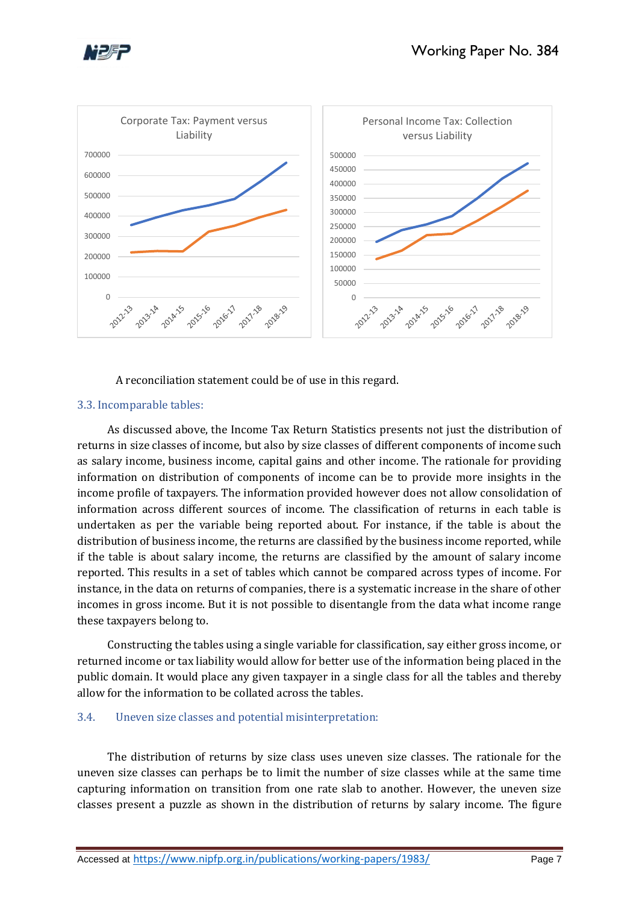Corporate Tax: Payment versus Liability

Personal Income Tax: Collection versus Liability

A reconciliation statement could be of use in this regard.

### 3.3. Incomparable tables:

As discussed above, the Income Tax Return Statistics presents not just the distribution of returns in size classes of income, but also by size classes of different components of income such as salary income, business income, capital gains and other income. The rationale for providing information on distribution of components of income can be to provide more insights in the income profile of taxpayers. The information provided however does not allow consolidation of information across different sources of income. The classification of returns in each table is undertaken as per the variable being reported about. For instance, if the table is about the distribution of business income, the returns are classified by the business income reported, while if the table is about salary income, the returns are classified by the amount of salary income reported. This results in a set of tables which cannot be compared across types of income. For instance, in the data on returns of companies, there is a systematic increase in the share of other incomes in gross income. But it is not possible to disentangle from the data what income range these taxpayers belong to.

Constructing the tables using a single variable for classification, say either gross income, or returned income or tax liability would allow for better use of the information being placed in the public domain. It would place any given taxpayer in a single class for all the tables and thereby allow for the information to be collated across the tables.

### 3.4. Uneven size classes and potential misinterpretation:

The distribution of returns by size class uses uneven size classes. The rationale for the uneven size classes can perhaps be to limit the number of size classes while at the same time capturing information on transition from one rate slab to another. However, the uneven size classes present a puzzle as shown in the distribution of returns by salary income. The figure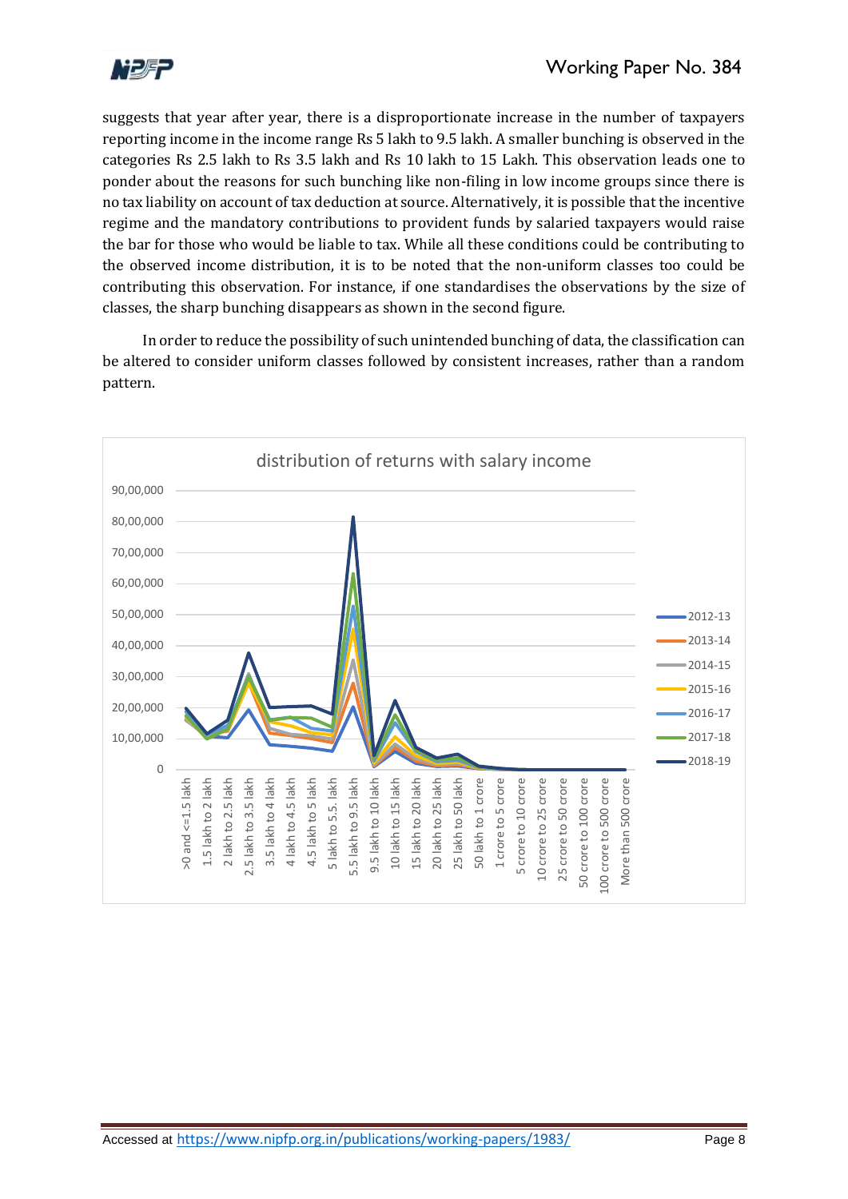suggests that year after year, there is a disproportionate increase in the number of taxpayers reporting income in the income range Rs 5 lakh to 9.5 lakh. A smaller bunching is observed in the categories Rs 2.5 lakh to Rs 3.5 lakh and Rs 10 lakh to 15 Lakh. This observation leads one to ponder about the reasons for such bunching like non-filing in low income groups since there is no tax liability on account of tax deduction at source. Alternatively, it is possible that the incentive regime and the mandatory contributions to provident funds by salaried taxpayers would raise the bar for those who would be liable to tax. While all these conditions could be contributing to the observed income distribution, it is to be noted that the non-uniform classes too could be contributing this observation. For instance, if one standardises the observations by the size of classes, the sharp bunching disappears as shown in the second figure.

In order to reduce the possibility of such unintended bunching of data, the classification can be altered to consider uniform classes followed by consistent increases, rather than a random pattern.

distribution of returns with salary income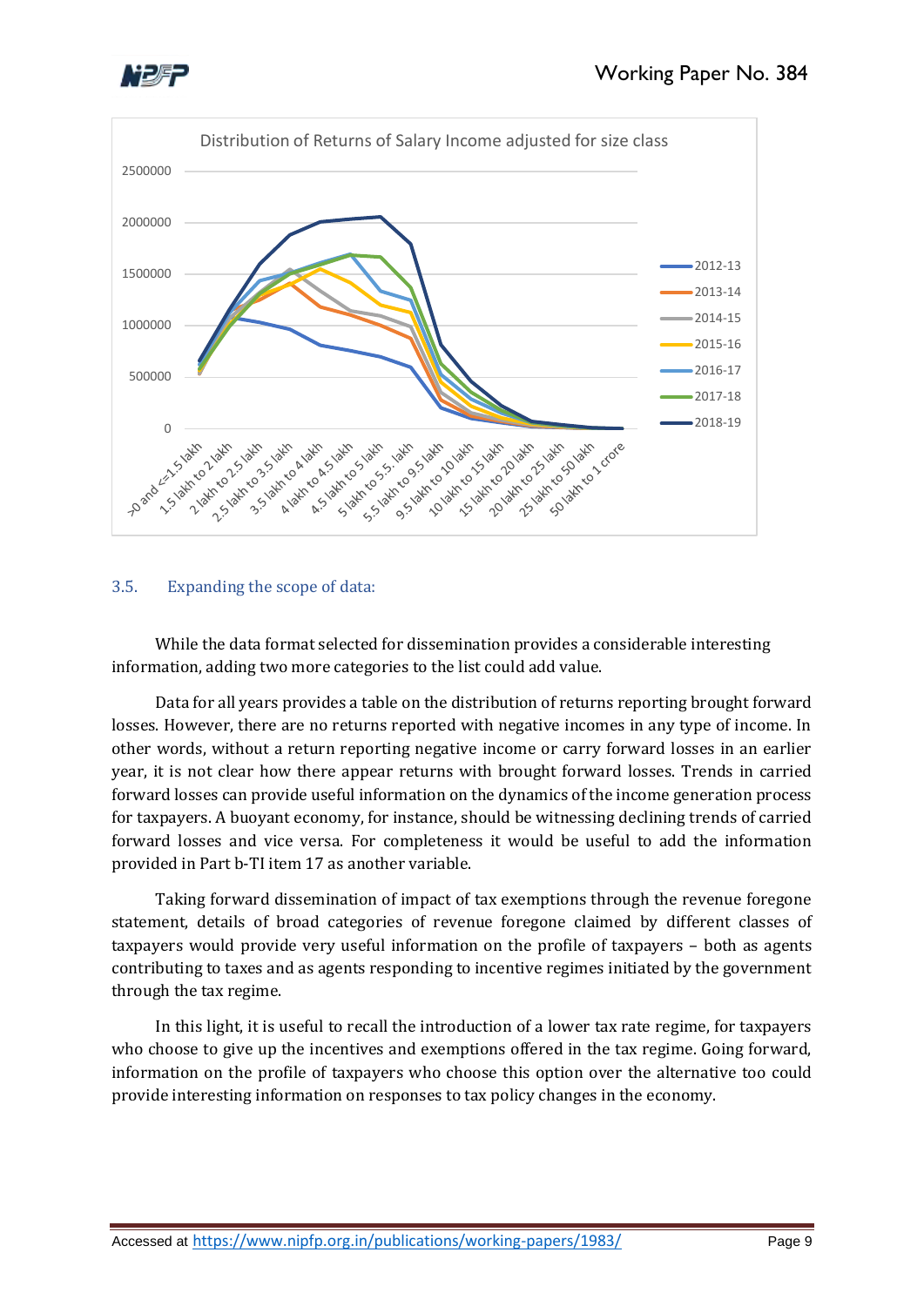Distribution of Returns of Salary Income adjusted for size class

## 3.5. Expanding the scope of data:

While the data format selected for dissemination provides a considerable interesting information, adding two more categories to the list could add value.

Data for all years provides a table on the distribution of returns reporting brought forward losses. However, there are no returns reported with negative incomes in any type of income. In other words, without a return reporting negative income or carry forward losses in an earlier year, it is not clear how there appear returns with brought forward losses. Trends in carried forward losses can provide useful information on the dynamics of the income generation process for taxpayers. A buoyant economy, for instance, should be witnessing declining trends of carried forward losses and vice versa. For completeness it would be useful to add the information provided in Part b-TI item 17 as another variable.

Taking forward dissemination of impact of tax exemptions through the revenue foregone statement, details of broad categories of revenue foregone claimed by different classes of taxpayers would provide very useful information on the profile of taxpayers – both as agents contributing to taxes and as agents responding to incentive regimes initiated by the government through the tax regime.

In this light, it is useful to recall the introduction of a lower tax rate regime, for taxpayers who choose to give up the incentives and exemptions offered in the tax regime. Going forward, information on the profile of taxpayers who choose this option over the alternative too could provide interesting information on responses to tax policy changes in the economy.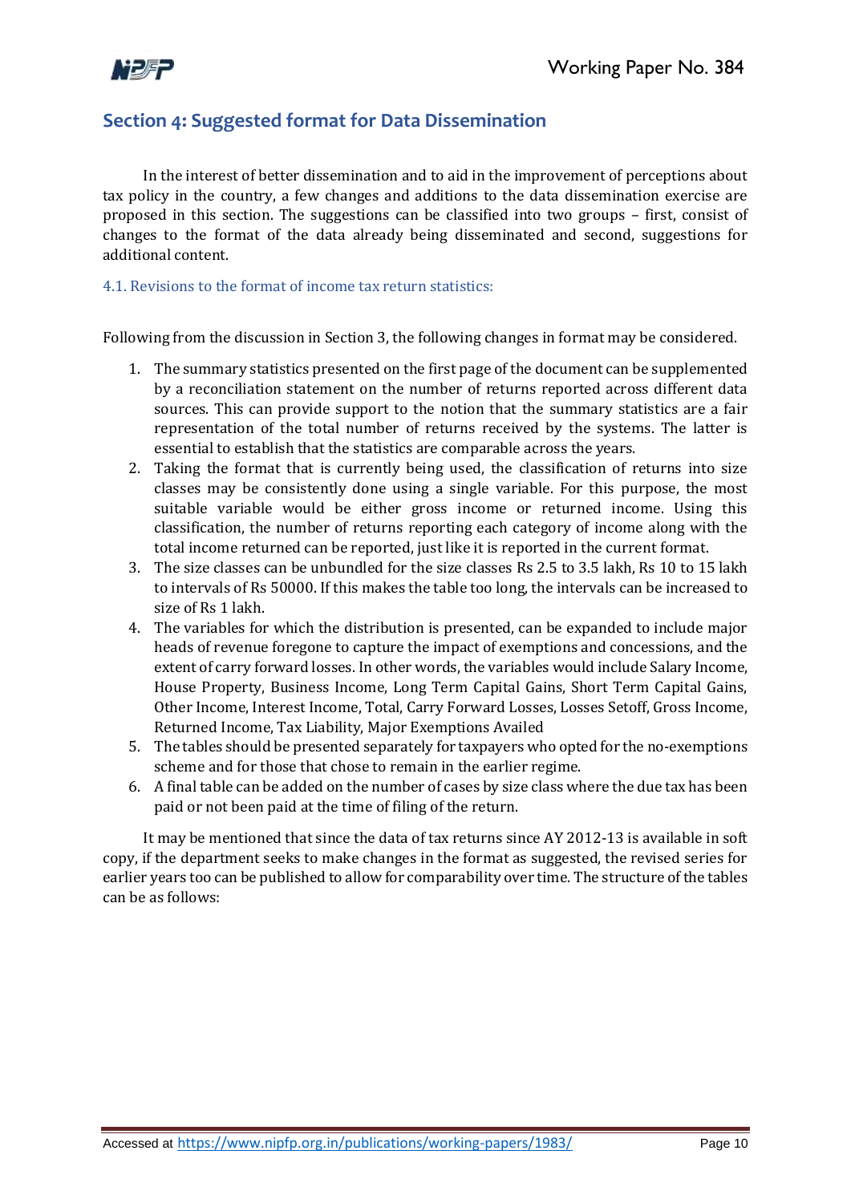## Section 4: Suggested format for Data Dissemination

In the interest of better dissemination and to aid in the improvement of perceptions about tax policy in the country, a few changes and additions to the data dissemination exercise are proposed in this section. The suggestions can be classified into two groups – first, consist of changes to the format of the data already being disseminated and second, suggestions for additional content.

### 4.1. Revisions to the format of income tax return statistics:

Following from the discussion in Section 3, the following changes in format may be considered.

1. The summary statistics presented on the first page of the document can be supplemented by a reconciliation statement on the number of returns reported across different data sources. This can provide support to the notion that the summary statistics are a fair representation of the total number of returns received by the systems. The latter is essential to establish that the statistics are comparable across the years.
2. Taking the format that is currently being used, the classification of returns into size classes may be consistently done using a single variable. For this purpose, the most suitable variable would be either gross income or returned income. Using this classification, the number of returns reporting each category of income along with the total income returned can be reported, just like it is reported in the current format.
3. The size classes can be unbundled for the size classes Rs 2.5 to 3.5 lakh, Rs 10 to 15 lakh to intervals of Rs 50000. If this makes the table too long, the intervals can be increased to size of Rs 1 lakh.
4. The variables for which the distribution is presented, can be expanded to include major heads of revenue foregone to capture the impact of exemptions and concessions, and the extent of carry forward losses. In other words, the variables would include Salary Income, House Property, Business Income, Long Term Capital Gains, Short Term Capital Gains, Other Income, Interest Income, Total, Carry Forward Losses, Losses Setoff, Gross Income, Returned Income, Tax Liability, Major Exemptions Availed
5. The tables should be presented separately for taxpayers who opted for the no-exemptions scheme and for those that chose to remain in the earlier regime.
6. A final table can be added on the number of cases by size class where the due tax has been paid or not been paid at the time of filing of the return.

It may be mentioned that since the data of tax returns since AY 2012-13 is available in soft copy, if the department seeks to make changes in the format as suggested, the revised series for earlier years too can be published to allow for comparability over time. The structure of the tables can be as follows: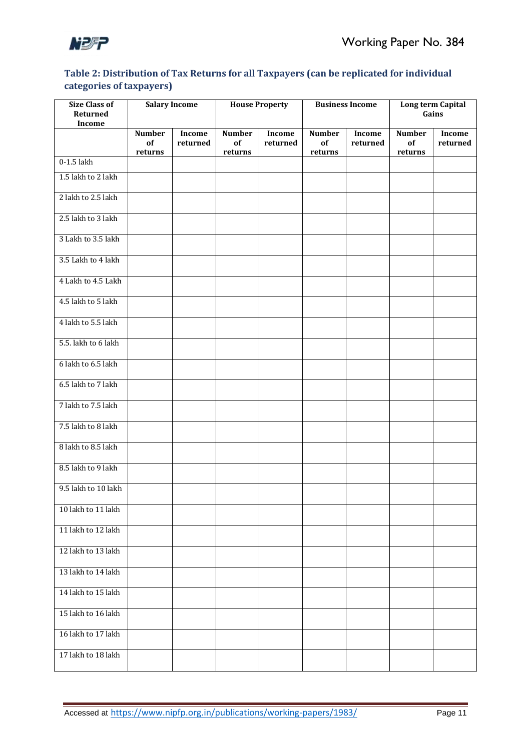### Table 2: Distribution of Tax Returns for all Taxpayers (can be replicated for individual categories of taxpayers)

| Size Class of Returned Income | Salary Income | | House Property | | Business Income | | Long term Capital Gains | |
|---|---|---|---|---|---|---|---|---|
| | Number of returns | Income returned | Number of returns | Income returned | Number of returns | Income returned | Number of returns | Income returned |
| 0-1.5 lakh | | | | | | | | |
| 1.5 lakh to 2 lakh | | | | | | | | |
| 2 lakh to 2.5 lakh | | | | | | | | |
| 2.5 lakh to 3 lakh | | | | | | | | |
| 3 Lakh to 3.5 lakh | | | | | | | | |
| 3.5 Lakh to 4 lakh | | | | | | | | |
| 4 Lakh to 4.5 Lakh | | | | | | | | |
| 4.5 lakh to 5 lakh | | | | | | | | |
| 4 lakh to 5.5 lakh | | | | | | | | |
| 5.5. lakh to 6 lakh | | | | | | | | |
| 6 lakh to 6.5 lakh | | | | | | | | |
| 6.5 lakh to 7 lakh | | | | | | | | |
| 7 lakh to 7.5 lakh | | | | | | | | |
| 7.5 lakh to 8 lakh | | | | | | | | |
| 8 lakh to 8.5 lakh | | | | | | | | |
| 8.5 lakh to 9 lakh | | | | | | | | |
| 9.5 lakh to 10 lakh | | | | | | | | |
| 10 lakh to 11 lakh | | | | | | | | |
| 11 lakh to 12 lakh | | | | | | | | |
| 12 lakh to 13 lakh | | | | | | | | |
| 13 lakh to 14 lakh | | | | | | | | |
| 14 lakh to 15 lakh | | | | | | | | |
| 15 lakh to 16 lakh | | | | | | | | |
| 16 lakh to 17 lakh | | | | | | | | |
| 17 lakh to 18 lakh | | | | | | | | |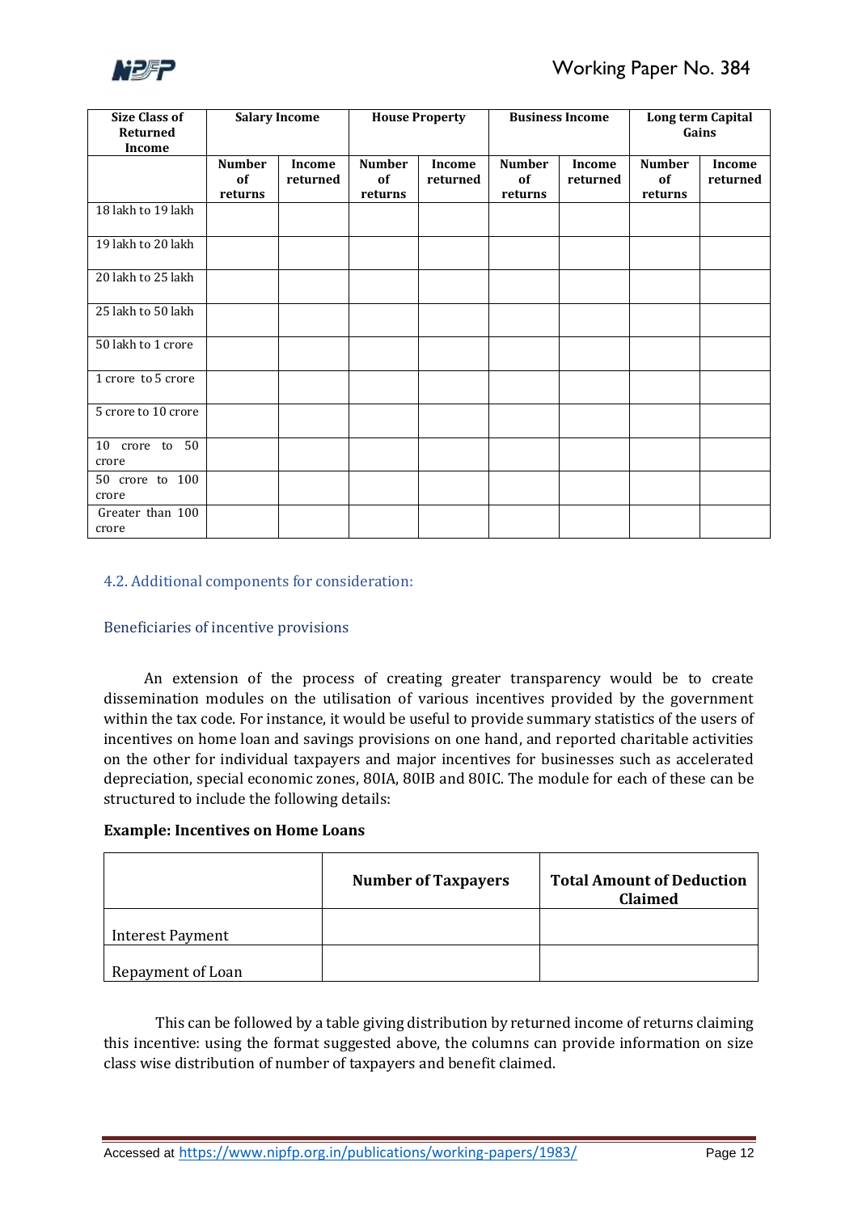| Size Class of Returned Income | Salary Income | | House Property | | Business Income | | Long term Capital Gains | |
|---|---|---|---|---|---|---|---|---|
| | Number of returns | Income returned | Number of returns | Income returned | Number of returns | Income returned | Number of returns | Income returned |
| 18 lakh to 19 lakh | | | | | | | | |
| 19 lakh to 20 lakh | | | | | | | | |
| 20 lakh to 25 lakh | | | | | | | | |
| 25 lakh to 50 lakh | | | | | | | | |
| 50 lakh to 1 crore | | | | | | | | |
| 1 crore to 5 crore | | | | | | | | |
| 5 crore to 10 crore | | | | | | | | |
| 10 crore to 50 crore | | | | | | | | |
| 50 crore to 100 crore | | | | | | | | |
| Greater than 100 crore | | | | | | | | |

### 4.2. Additional components for consideration:

#### Beneficiaries of incentive provisions

An extension of the process of creating greater transparency would be to create dissemination modules on the utilisation of various incentives provided by the government within the tax code. For instance, it would be useful to provide summary statistics of the users of incentives on home loan and savings provisions on one hand, and reported charitable activities on the other for individual taxpayers and major incentives for businesses such as accelerated depreciation, special economic zones, 80IA, 80IB and 80IC. The module for each of these can be structured to include the following details:

**Example: Incentives on Home Loans**

| | Number of Taxpayers | Total Amount of Deduction Claimed |
|---|---|---|
| Interest Payment | | |
| Repayment of Loan | | |

This can be followed by a table giving distribution by returned income of returns claiming this incentive: using the format suggested above, the columns can provide information on size class wise distribution of number of taxpayers and benefit claimed.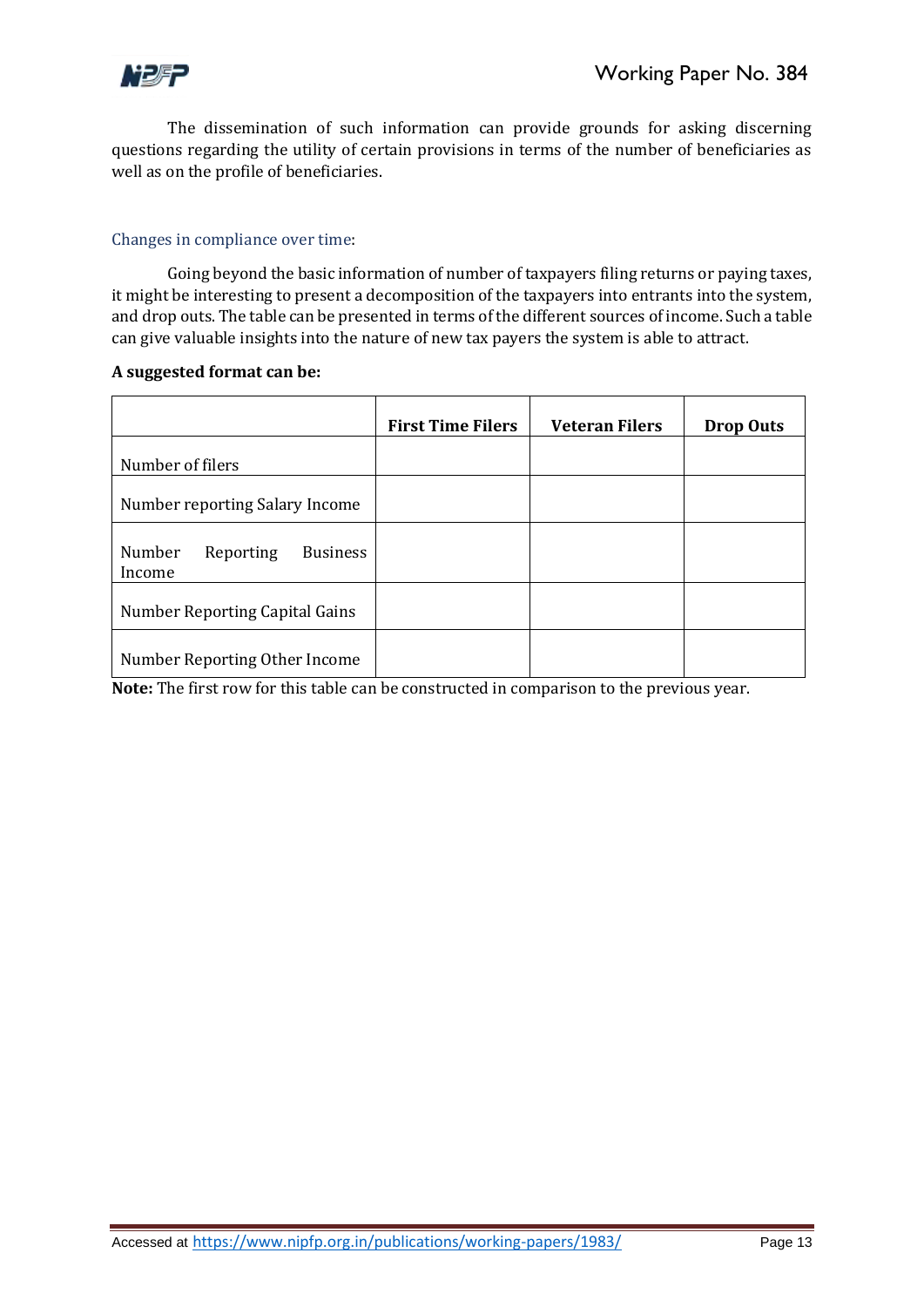The dissemination of such information can provide grounds for asking discerning questions regarding the utility of certain provisions in terms of the number of beneficiaries as well as on the profile of beneficiaries.

### Changes in compliance over time:

Going beyond the basic information of number of taxpayers filing returns or paying taxes, it might be interesting to present a decomposition of the taxpayers into entrants into the system, and drop outs. The table can be presented in terms of the different sources of income. Such a table can give valuable insights into the nature of new tax payers the system is able to attract.

**A suggested format can be:**

| | **First Time Filers** | **Veteran Filers** | **Drop Outs** |
|---|---|---|---|
| Number of filers | | | |
| Number reporting Salary Income | | | |
| Number Reporting Business Income | | | |
| Number Reporting Capital Gains | | | |
| Number Reporting Other Income | | | |

**Note:** The first row for this table can be constructed in comparison to the previous year.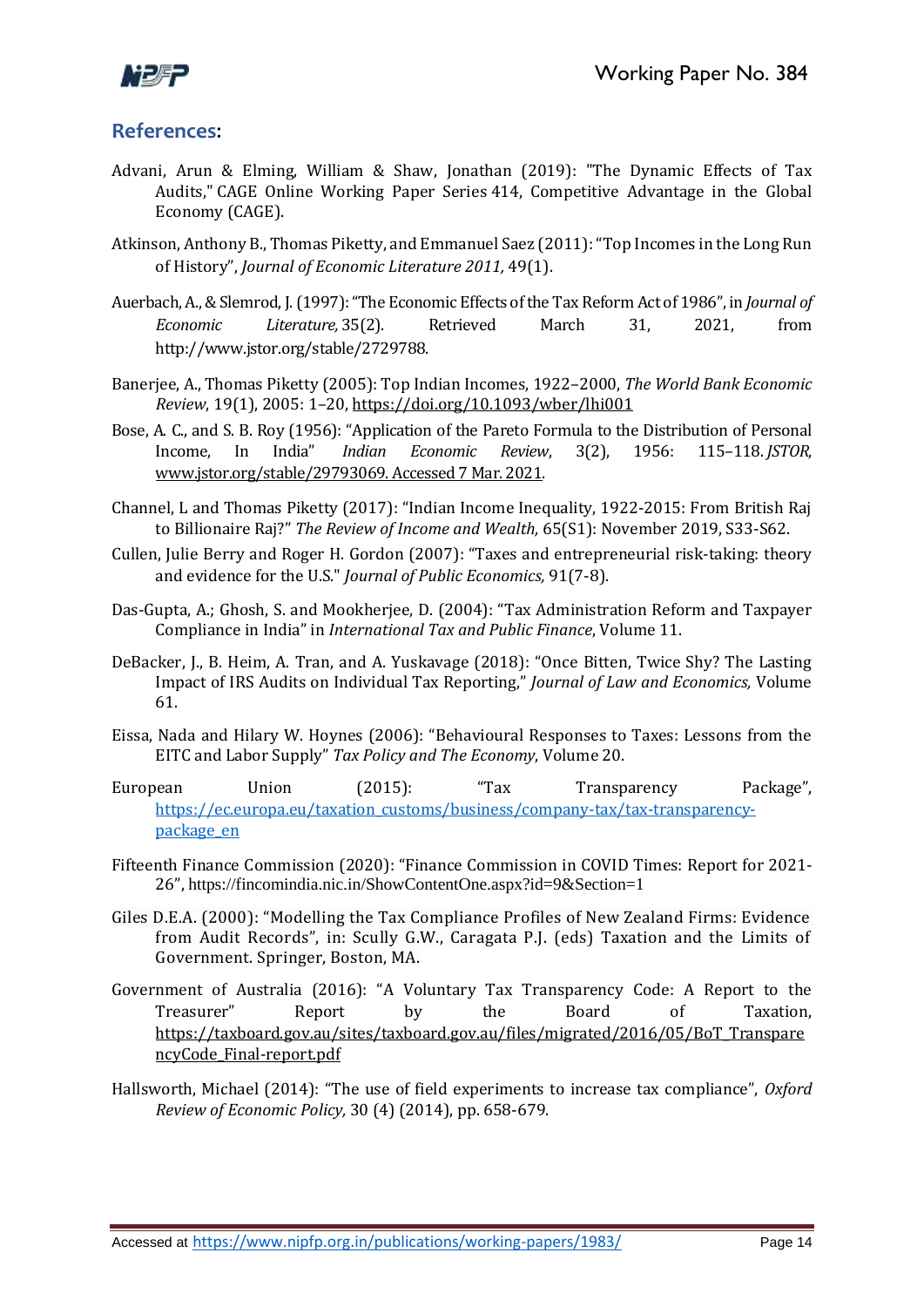## References:

Advani, Arun & Elming, William & Shaw, Jonathan (2019): "The Dynamic Effects of Tax Audits," CAGE Online Working Paper Series 414, Competitive Advantage in the Global Economy (CAGE).

Atkinson, Anthony B., Thomas Piketty, and Emmanuel Saez (2011): "Top Incomes in the Long Run of History", *Journal of Economic Literature 2011,* 49(1).

Auerbach, A., & Slemrod, J. (1997): "The Economic Effects of the Tax Reform Act of 1986", in *Journal of Economic Literature,* 35(2). Retrieved March 31, 2021, from http://www.jstor.org/stable/2729788.

Banerjee, A., Thomas Piketty (2005): Top Indian Incomes, 1922–2000, *The World Bank Economic Review*, 19(1), 2005: 1–20, https://doi.org/10.1093/wber/lhi001

Bose, A. C., and S. B. Roy (1956): "Application of the Pareto Formula to the Distribution of Personal Income, In India" *Indian Economic Review*, 3(2), 1956: 115–118. *JSTOR*, www.jstor.org/stable/29793069. Accessed 7 Mar. 2021.

Channel, L and Thomas Piketty (2017): "Indian Income Inequality, 1922-2015: From British Raj to Billionaire Raj?" *The Review of Income and Wealth,* 65(S1): November 2019, S33-S62.

Cullen, Julie Berry and Roger H. Gordon (2007): "Taxes and entrepreneurial risk-taking: theory and evidence for the U.S." *Journal of Public Economics,* 91(7-8).

Das-Gupta, A.; Ghosh, S. and Mookherjee, D. (2004): "Tax Administration Reform and Taxpayer Compliance in India" in *International Tax and Public Finance*, Volume 11.

DeBacker, J., B. Heim, A. Tran, and A. Yuskavage (2018): "Once Bitten, Twice Shy? The Lasting Impact of IRS Audits on Individual Tax Reporting," *Journal of Law and Economics,* Volume 61.

Eissa, Nada and Hilary W. Hoynes (2006): "Behavioural Responses to Taxes: Lessons from the EITC and Labor Supply" *Tax Policy and The Economy*, Volume 20.

European Union (2015): "Tax Transparency Package", https://ec.europa.eu/taxation_customs/business/company-tax/tax-transparency-package_en

Fifteenth Finance Commission (2020): "Finance Commission in COVID Times: Report for 2021-26", https://fincomindia.nic.in/ShowContentOne.aspx?id=9&Section=1

Giles D.E.A. (2000): "Modelling the Tax Compliance Profiles of New Zealand Firms: Evidence from Audit Records", in: Scully G.W., Caragata P.J. (eds) Taxation and the Limits of Government. Springer, Boston, MA.

Government of Australia (2016): "A Voluntary Tax Transparency Code: A Report to the Treasurer" Report by the Board of Taxation, https://taxboard.gov.au/sites/taxboard.gov.au/files/migrated/2016/05/BoT_TransparencyCode_Final-report.pdf

Hallsworth, Michael (2014): "The use of field experiments to increase tax compliance", *Oxford Review of Economic Policy,* 30 (4) (2014), pp. 658-679.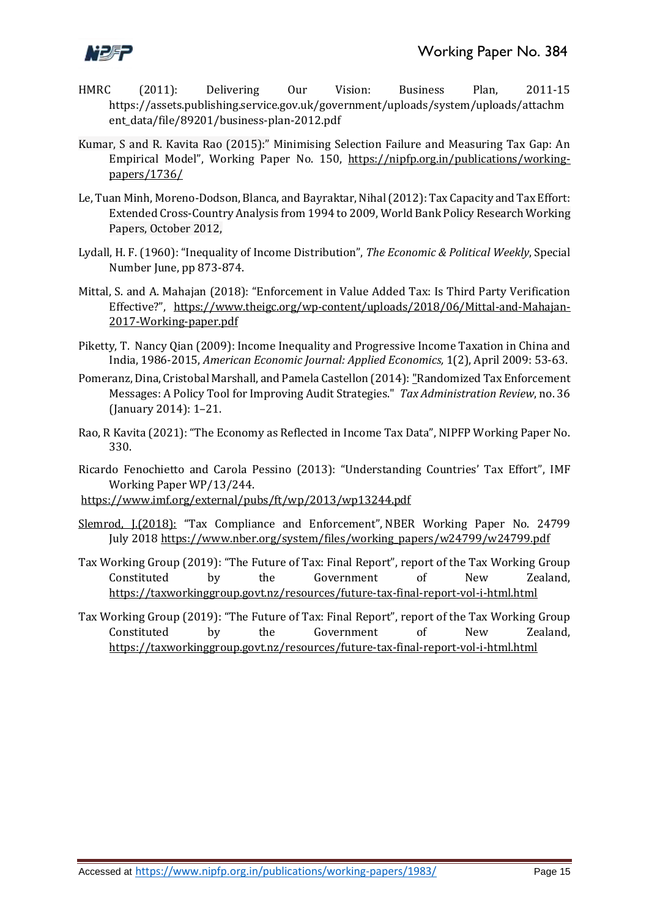HMRC (2011): Delivering Our Vision: Business Plan, 2011-15 https://assets.publishing.service.gov.uk/government/uploads/system/uploads/attachment_data/file/89201/business-plan-2012.pdf

Kumar, S and R. Kavita Rao (2015):" Minimising Selection Failure and Measuring Tax Gap: An Empirical Model", Working Paper No. 150, https://nipfp.org.in/publications/working-papers/1736/

Le, Tuan Minh, Moreno-Dodson, Blanca, and Bayraktar, Nihal (2012): Tax Capacity and Tax Effort: Extended Cross-Country Analysis from 1994 to 2009, World Bank Policy Research Working Papers, October 2012,

Lydall, H. F. (1960): "Inequality of Income Distribution", *The Economic & Political Weekly*, Special Number June, pp 873-874.

Mittal, S. and A. Mahajan (2018): "Enforcement in Value Added Tax: Is Third Party Verification Effective?", https://www.theigc.org/wp-content/uploads/2018/06/Mittal-and-Mahajan-2017-Working-paper.pdf

Piketty, T. Nancy Qian (2009): Income Inequality and Progressive Income Taxation in China and India, 1986-2015, *American Economic Journal: Applied Economics,* 1(2), April 2009: 53-63.

Pomeranz, Dina, Cristobal Marshall, and Pamela Castellon (2014): "Randomized Tax Enforcement Messages: A Policy Tool for Improving Audit Strategies." *Tax Administration Review*, no. 36 (January 2014): 1–21.

Rao, R Kavita (2021): "The Economy as Reflected in Income Tax Data", NIPFP Working Paper No. 330.

Ricardo Fenochietto and Carola Pessino (2013): "Understanding Countries' Tax Effort", IMF Working Paper WP/13/244.
https://www.imf.org/external/pubs/ft/wp/2013/wp13244.pdf

Slemrod, J.(2018): "Tax Compliance and Enforcement", NBER Working Paper No. 24799 July 2018 https://www.nber.org/system/files/working_papers/w24799/w24799.pdf

Tax Working Group (2019): "The Future of Tax: Final Report", report of the Tax Working Group Constituted by the Government of New Zealand, https://taxworkinggroup.govt.nz/resources/future-tax-final-report-vol-i-html.html

Tax Working Group (2019): "The Future of Tax: Final Report", report of the Tax Working Group Constituted by the Government of New Zealand, https://taxworkinggroup.govt.nz/resources/future-tax-final-report-vol-i-html.html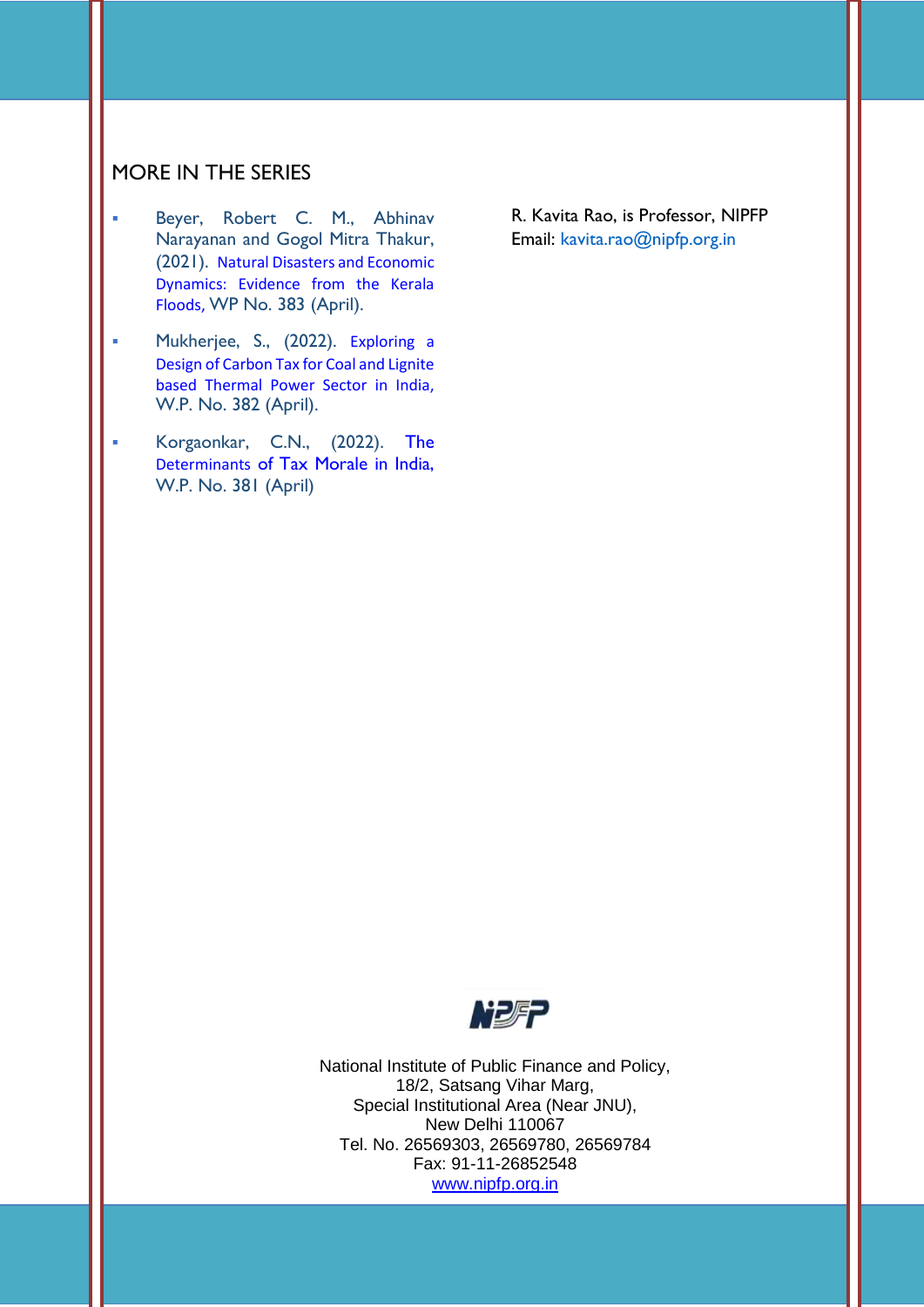## MORE IN THE SERIES

- Beyer, Robert C. M., Abhinav Narayanan and Gogol Mitra Thakur, (2021). Natural Disasters and Economic Dynamics: Evidence from the Kerala Floods, WP No. 383 (April).
- Mukherjee, S., (2022). Exploring a Design of Carbon Tax for Coal and Lignite based Thermal Power Sector in India, W.P. No. 382 (April).
- Korgaonkar, C.N., (2022). The Determinants of Tax Morale in India, W.P. No. 381 (April)

R. Kavita Rao, is Professor, NIPFP
Email: kavita.rao@nipfp.org.in

NIPFP

National Institute of Public Finance and Policy,
18/2, Satsang Vihar Marg,
Special Institutional Area (Near JNU),
New Delhi 110067
Tel. No. 26569303, 26569780, 26569784
Fax: 91-11-26852548
www.nipfp.org.in